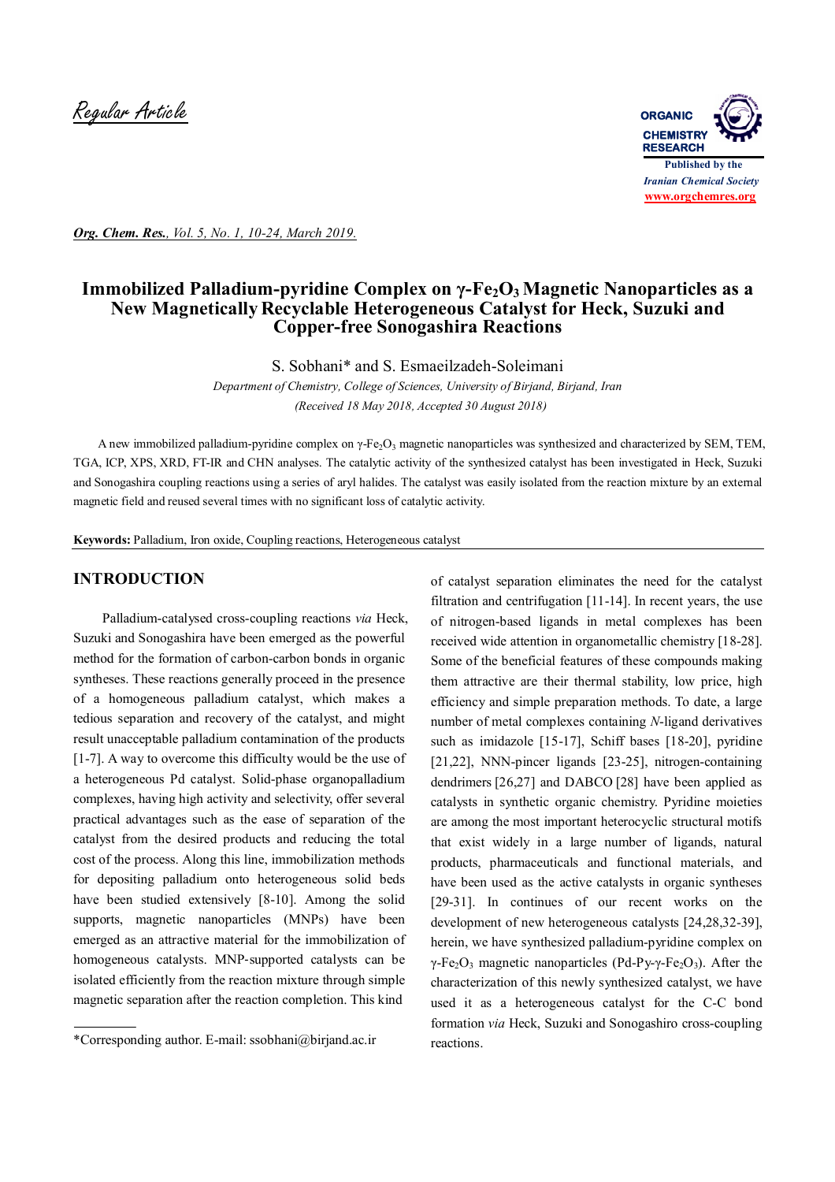Regular Article

# Immobilized Palladium-pyridine Complex on $\gamma$-$Fe_2O_3$ Magnetic Nanoparticles as a New Magnetically Recyclable Heterogeneous Catalyst for Heck, Suzuki and Copper-free Sonogashira Reactions

S. Sobhani* and S. Esmaeilzadeh-Soleimani

*Department of Chemistry, College of Sciences, University of Birjand, Birjand, Iran*

*(Received 18 May 2018, Accepted 30 August 2018)*

A new immobilized palladium-pyridine complex on $\gamma$-$Fe_2O_3$ magnetic nanoparticles was synthesized and characterized by SEM, TEM, TGA, ICP, XPS, XRD, FT-IR and CHN analyses. The catalytic activity of the synthesized catalyst has been investigated in Heck, Suzuki and Sonogashira coupling reactions using a series of aryl halides. The catalyst was easily isolated from the reaction mixture by an external magnetic field and reused several times with no significant loss of catalytic activity.

**Keywords:** Palladium, Iron oxide, Coupling reactions, Heterogeneous catalyst

## INTRODUCTION

Palladium-catalysed cross-coupling reactions *via* Heck, Suzuki and Sonogashira have been emerged as the powerful method for the formation of carbon-carbon bonds in organic syntheses. These reactions generally proceed in the presence of a homogeneous palladium catalyst, which makes a tedious separation and recovery of the catalyst, and might result unacceptable palladium contamination of the products [1-7]. A way to overcome this difficulty would be the use of a heterogeneous Pd catalyst. Solid-phase organopalladium complexes, having high activity and selectivity, offer several practical advantages such as the ease of separation of the catalyst from the desired products and reducing the total cost of the process. Along this line, immobilization methods for depositing palladium onto heterogeneous solid beds have been studied extensively [8-10]. Among the solid supports, magnetic nanoparticles (MNPs) have been emerged as an attractive material for the immobilization of homogeneous catalysts. MNP-supported catalysts can be isolated efficiently from the reaction mixture through simple magnetic separation after the reaction completion. This kind of catalyst separation eliminates the need for the catalyst filtration and centrifugation [11-14]. In recent years, the use of nitrogen-based ligands in metal complexes has been received wide attention in organometallic chemistry [18-28]. Some of the beneficial features of these compounds making them attractive are their thermal stability, low price, high efficiency and simple preparation methods. To date, a large number of metal complexes containing *N*-ligand derivatives such as imidazole [15-17], Schiff bases [18-20], pyridine [21,22], NNN-pincer ligands [23-25], nitrogen-containing dendrimers [26,27] and DABCO [28] have been applied as catalysts in synthetic organic chemistry. Pyridine moieties are among the most important heterocyclic structural motifs that exist widely in a large number of ligands, natural products, pharmaceuticals and functional materials, and have been used as the active catalysts in organic syntheses [29-31]. In continues of our recent works on the development of new heterogeneous catalysts [24,28,32-39], herein, we have synthesized palladium-pyridine complex on $\gamma$-$Fe_2O_3$ magnetic nanoparticles (Pd-Py-$\gamma$-$Fe_2O_3$). After the characterization of this newly synthesized catalyst, we have used it as a heterogeneous catalyst for the C-C bond formation *via* Heck, Suzuki and Sonogashiro cross-coupling reactions.

*Corresponding author. E-mail: ssobhani@birjand.ac.ir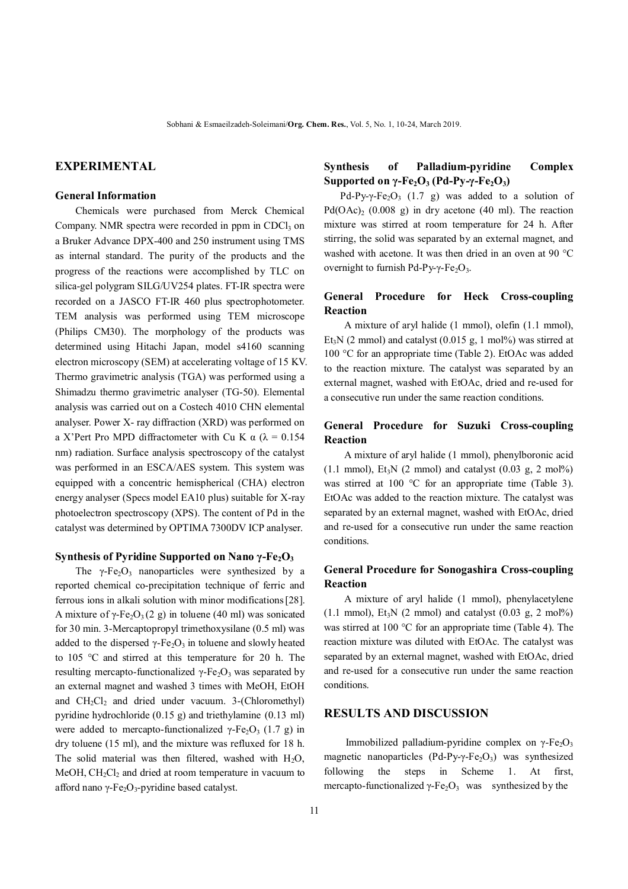## EXPERIMENTAL

### General Information

Chemicals were purchased from Merck Chemical Company. NMR spectra were recorded in ppm in $CDCl_3$ on a Bruker Advance DPX-400 and 250 instrument using TMS as internal standard. The purity of the products and the progress of the reactions were accomplished by TLC on silica-gel polygram SILG/UV254 plates. FT-IR spectra were recorded on a JASCO FT-IR 460 plus spectrophotometer. TEM analysis was performed using TEM microscope (Philips CM30). The morphology of the products was determined using Hitachi Japan, model s4160 scanning electron microscopy (SEM) at accelerating voltage of 15 KV. Thermo gravimetric analysis (TGA) was performed using a Shimadzu thermo gravimetric analyser (TG-50). Elemental analysis was carried out on a Costech 4010 CHN elemental analyser. Power X- ray diffraction (XRD) was performed on a X'Pert Pro MPD diffractometer with Cu K α (λ = 0.154 nm) radiation. Surface analysis spectroscopy of the catalyst was performed in an ESCA/AES system. This system was equipped with a concentric hemispherical (CHA) electron energy analyser (Specs model EA10 plus) suitable for X-ray photoelectron spectroscopy (XPS). The content of Pd in the catalyst was determined by OPTIMA 7300DV ICP analyser.

### Synthesis of Pyridine Supported on Nano γ-$Fe_2O_3$

The γ-$Fe_2O_3$ nanoparticles were synthesized by a reported chemical co-precipitation technique of ferric and ferrous ions in alkali solution with minor modifications [28]. A mixture of γ-$Fe_2O_3$ (2 g) in toluene (40 ml) was sonicated for 30 min. 3-Mercaptopropyl trimethoxysilane (0.5 ml) was added to the dispersed γ-$Fe_2O_3$ in toluene and slowly heated to 105 °C and stirred at this temperature for 20 h. The resulting mercapto-functionalized γ-$Fe_2O_3$ was separated by an external magnet and washed 3 times with MeOH, EtOH and $CH_2Cl_2$ and dried under vacuum. 3-(Chloromethyl) pyridine hydrochloride (0.15 g) and triethylamine (0.13 ml) were added to mercapto-functionalized γ-$Fe_2O_3$ (1.7 g) in dry toluene (15 ml), and the mixture was refluxed for 18 h. The solid material was then filtered, washed with $H_2O$, MeOH, $CH_2Cl_2$ and dried at room temperature in vacuum to afford nano γ-$Fe_2O_3$-pyridine based catalyst.

### Synthesis of Palladium-pyridine Complex Supported on γ-$Fe_2O_3$ (Pd-Py-γ-$Fe_2O_3$)

Pd-Py-γ-$Fe_2O_3$ (1.7 g) was added to a solution of $Pd(OAc)_2$ (0.008 g) in dry acetone (40 ml). The reaction mixture was stirred at room temperature for 24 h. After stirring, the solid was separated by an external magnet, and washed with acetone. It was then dried in an oven at 90 °C overnight to furnish Pd-Py-γ-$Fe_2O_3$.

### General Procedure for Heck Cross-coupling Reaction

A mixture of aryl halide (1 mmol), olefin (1.1 mmol), $Et_3N$ (2 mmol) and catalyst (0.015 g, 1 mol%) was stirred at 100 °C for an appropriate time (Table 2). EtOAc was added to the reaction mixture. The catalyst was separated by an external magnet, washed with EtOAc, dried and re-used for a consecutive run under the same reaction conditions.

### General Procedure for Suzuki Cross-coupling Reaction

A mixture of aryl halide (1 mmol), phenylboronic acid (1.1 mmol), $Et_3N$ (2 mmol) and catalyst (0.03 g, 2 mol%) was stirred at 100 °C for an appropriate time (Table 3). EtOAc was added to the reaction mixture. The catalyst was separated by an external magnet, washed with EtOAc, dried and re-used for a consecutive run under the same reaction conditions.

### General Procedure for Sonogashira Cross-coupling Reaction

A mixture of aryl halide (1 mmol), phenylacetylene (1.1 mmol), $Et_3N$ (2 mmol) and catalyst (0.03 g, 2 mol%) was stirred at 100 °C for an appropriate time (Table 4). The reaction mixture was diluted with EtOAc. The catalyst was separated by an external magnet, washed with EtOAc, dried and re-used for a consecutive run under the same reaction conditions.

## RESULTS AND DISCUSSION

Immobilized palladium-pyridine complex on γ-$Fe_2O_3$ magnetic nanoparticles (Pd-Py-γ-$Fe_2O_3$) was synthesized following the steps in Scheme 1. At first, mercapto-functionalized γ-$Fe_2O_3$ was synthesized by the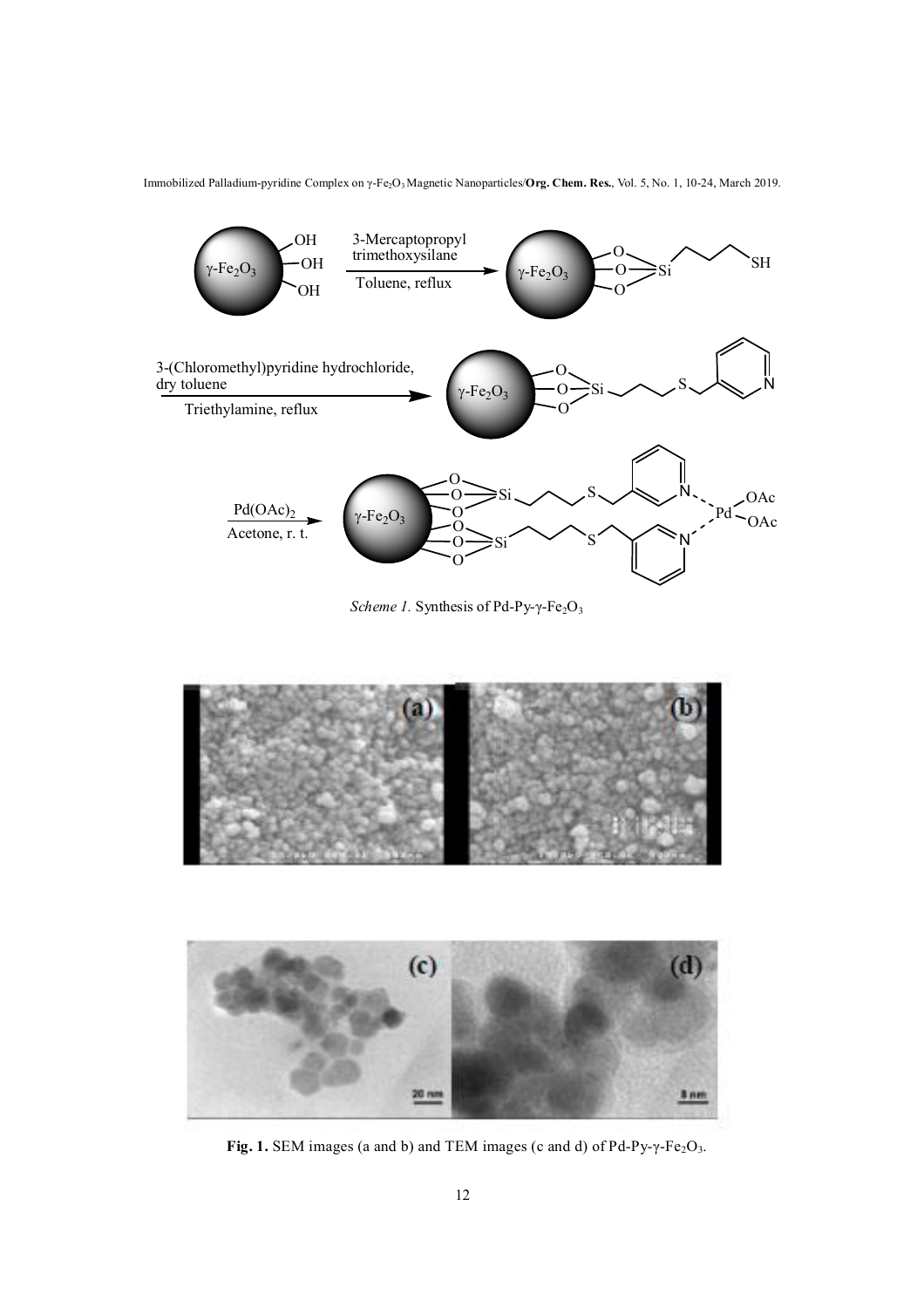Scheme 1. Synthesis of Pd-Py-γ-$Fe_2O_3$

**Fig. 1.** SEM images (a and b) and TEM images (c and d) of Pd-Py-γ-$Fe_2O_3$.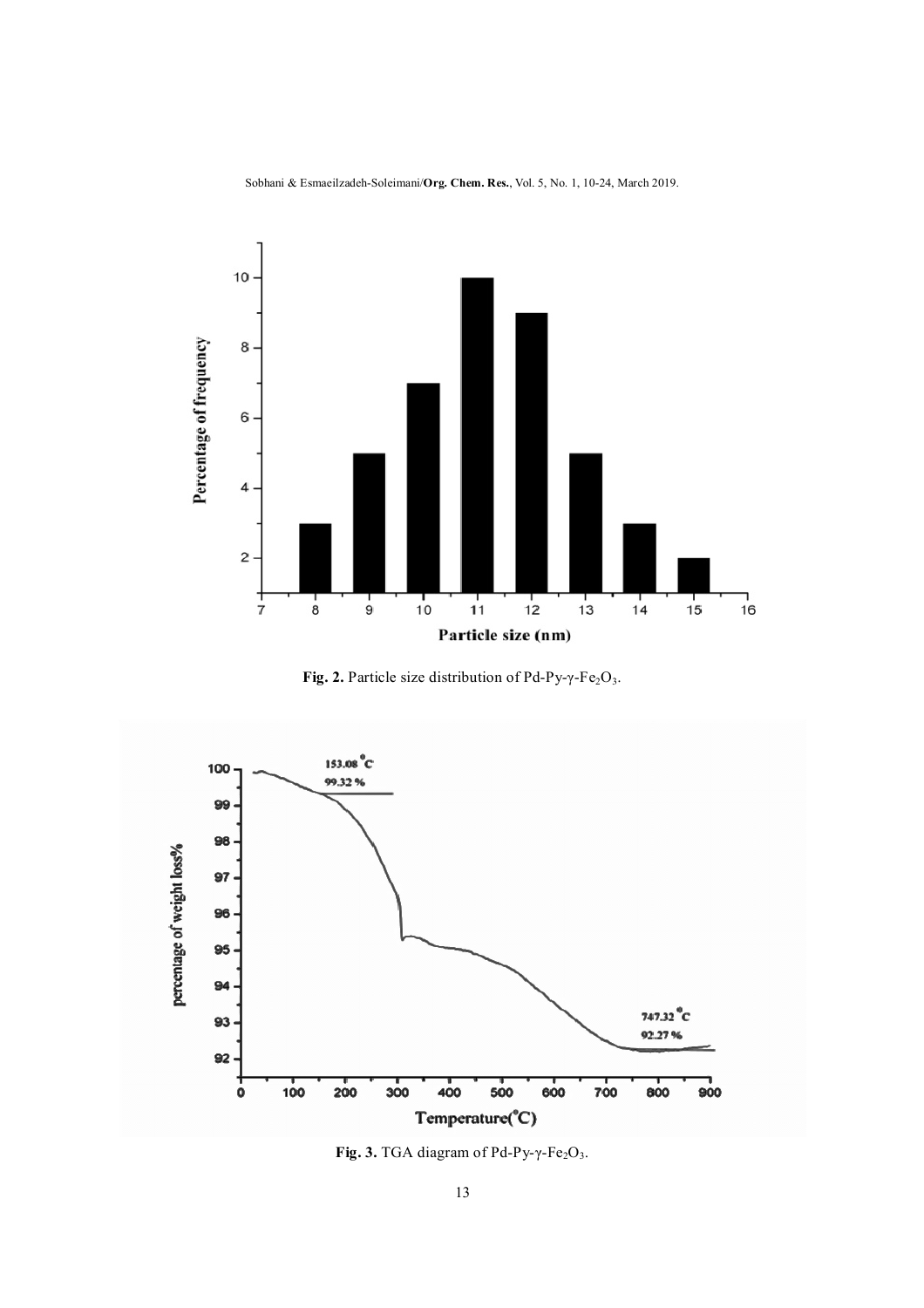Fig. 2. Particle size distribution of Pd-Py-$\gamma$-$Fe_2O_3$.

Fig. 3. TGA diagram of Pd-Py-$\gamma$-$Fe_2O_3$.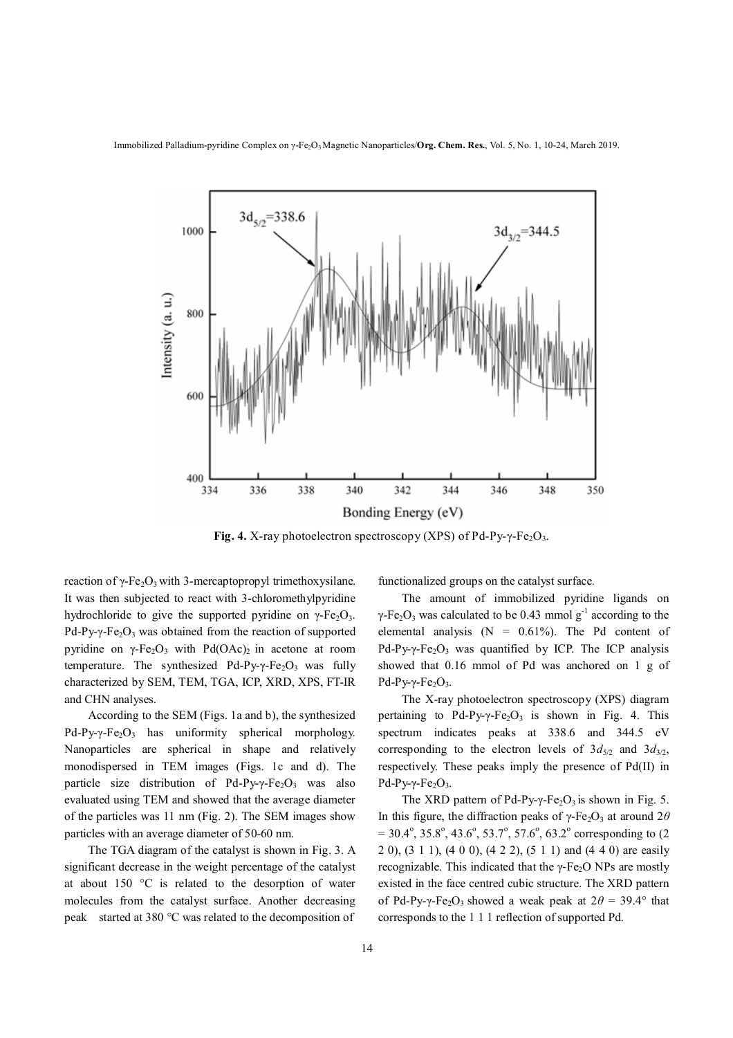3d5/2=338.6

3d3/2=344.5

Intensity (a. u.)

1000

800

600

400

334 336 338 340 342 344 346 348 350

Bonding Energy (eV)

**Fig. 4.** X-ray photoelectron spectroscopy (XPS) of Pd-Py-γ-$Fe_2O_3$.

reaction of γ-$Fe_2O_3$ with 3-mercaptopropyl trimethoxysilane. It was then subjected to react with 3-chloromethylpyridine hydrochloride to give the supported pyridine on γ-$Fe_2O_3$. Pd-Py-γ-$Fe_2O_3$ was obtained from the reaction of supported pyridine on γ-$Fe_2O_3$ with $Pd(OAc)_2$ in acetone at room temperature. The synthesized Pd-Py-γ-$Fe_2O_3$ was fully characterized by SEM, TEM, TGA, ICP, XRD, XPS, FT-IR and CHN analyses.

According to the SEM (Figs. 1a and b), the synthesized Pd-Py-γ-$Fe_2O_3$ has uniformity spherical morphology. Nanoparticles are spherical in shape and relatively monodispersed in TEM images (Figs. 1c and d). The particle size distribution of Pd-Py-γ-$Fe_2O_3$ was also evaluated using TEM and showed that the average diameter of the particles was 11 nm (Fig. 2). The SEM images show particles with an average diameter of 50-60 nm.

The TGA diagram of the catalyst is shown in Fig. 3. A significant decrease in the weight percentage of the catalyst at about 150 °C is related to the desorption of water molecules from the catalyst surface. Another decreasing peak started at 380 °C was related to the decomposition of functionalized groups on the catalyst surface.

The amount of immobilized pyridine ligands on γ-$Fe_2O_3$ was calculated to be 0.43 mmol $g^{-1}$ according to the elemental analysis (N = 0.61%). The Pd content of Pd-Py-γ-$Fe_2O_3$ was quantified by ICP. The ICP analysis showed that 0.16 mmol of Pd was anchored on 1 g of Pd-Py-γ-$Fe_2O_3$.

The X-ray photoelectron spectroscopy (XPS) diagram pertaining to Pd-Py-γ-$Fe_2O_3$ is shown in Fig. 4. This spectrum indicates peaks at 338.6 and 344.5 eV corresponding to the electron levels of $3d_{5/2}$ and $3d_{3/2}$, respectively. These peaks imply the presence of Pd(II) in Pd-Py-γ-$Fe_2O_3$.

The XRD pattern of Pd-Py-γ-$Fe_2O_3$ is shown in Fig. 5. In this figure, the diffraction peaks of γ-$Fe_2O_3$ at around $2\theta$ = 30.4°, 35.8°, 43.6°, 53.7°, 57.6°, 63.2° corresponding to (2 2 0), (3 1 1), (4 0 0), (4 2 2), (5 1 1) and (4 4 0) are easily recognizable. This indicated that the γ-$Fe_2O$ NPs are mostly existed in the face centred cubic structure. The XRD pattern of Pd-Py-γ-$Fe_2O_3$ showed a weak peak at $2\theta$ = 39.4° that corresponds to the 1 1 1 reflection of supported Pd.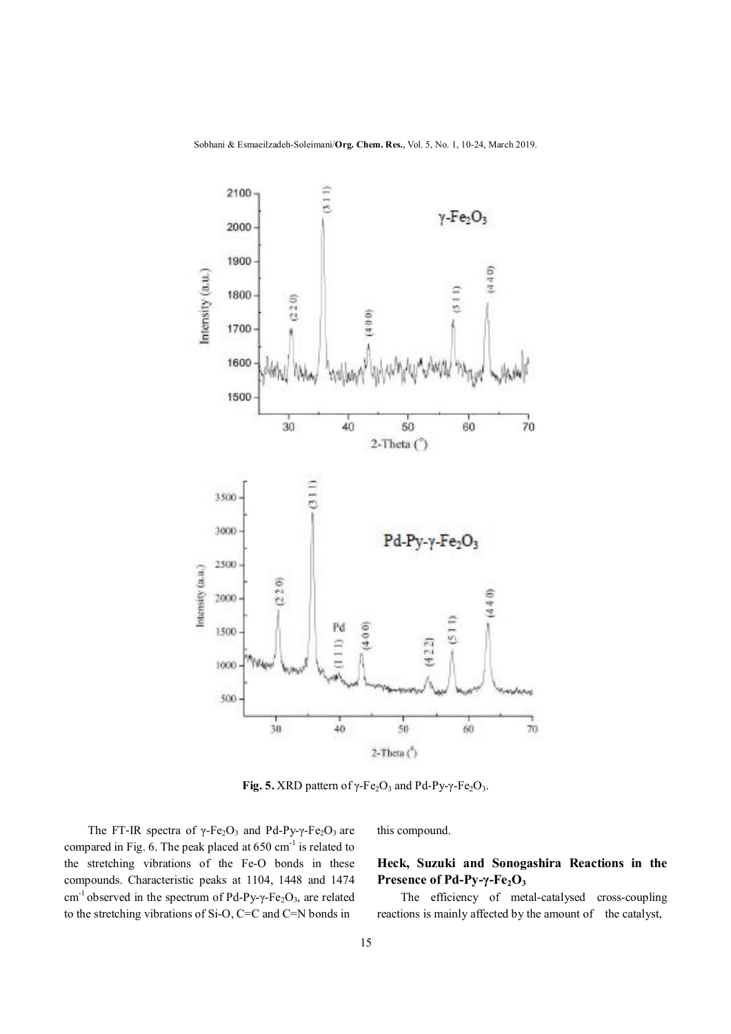2100
2000
1900
1800
1700
1600
1500
Intensity (a.u.)
(2 2 0)
(3 1 1)
(4 0 0)
(5 1 1)
(4 4 0)
γ-$Fe_2O_3$
30
40
50
60
70
2-Theta (°)

3500
3000
2500
2000
1500
1000
500
Intensity (a.u.)
(2 2 0)
(3 1 1)
Pd
(1 1 1)
(4 0 0)
(4 2 2)
(5 1 1)
(4 4 0)
Pd-Py-γ-$Fe_2O_3$
30
40
50
60
70
2-Theta (°)

**Fig. 5.** XRD pattern of γ-$Fe_2O_3$ and Pd-Py-γ-$Fe_2O_3$.

The FT-IR spectra of γ-$Fe_2O_3$ and Pd-Py-γ-$Fe_2O_3$ are compared in Fig. 6. The peak placed at 650 $cm^{-1}$ is related to the stretching vibrations of the Fe-O bonds in these compounds. Characteristic peaks at 1104, 1448 and 1474 $cm^{-1}$ observed in the spectrum of Pd-Py-γ-$Fe_2O_3$, are related to the stretching vibrations of Si-O, C=C and C=N bonds in this compound.

## Heck, Suzuki and Sonogashira Reactions in the Presence of Pd-Py-γ-$Fe_2O_3$

The efficiency of metal-catalysed cross-coupling reactions is mainly affected by the amount of the catalyst,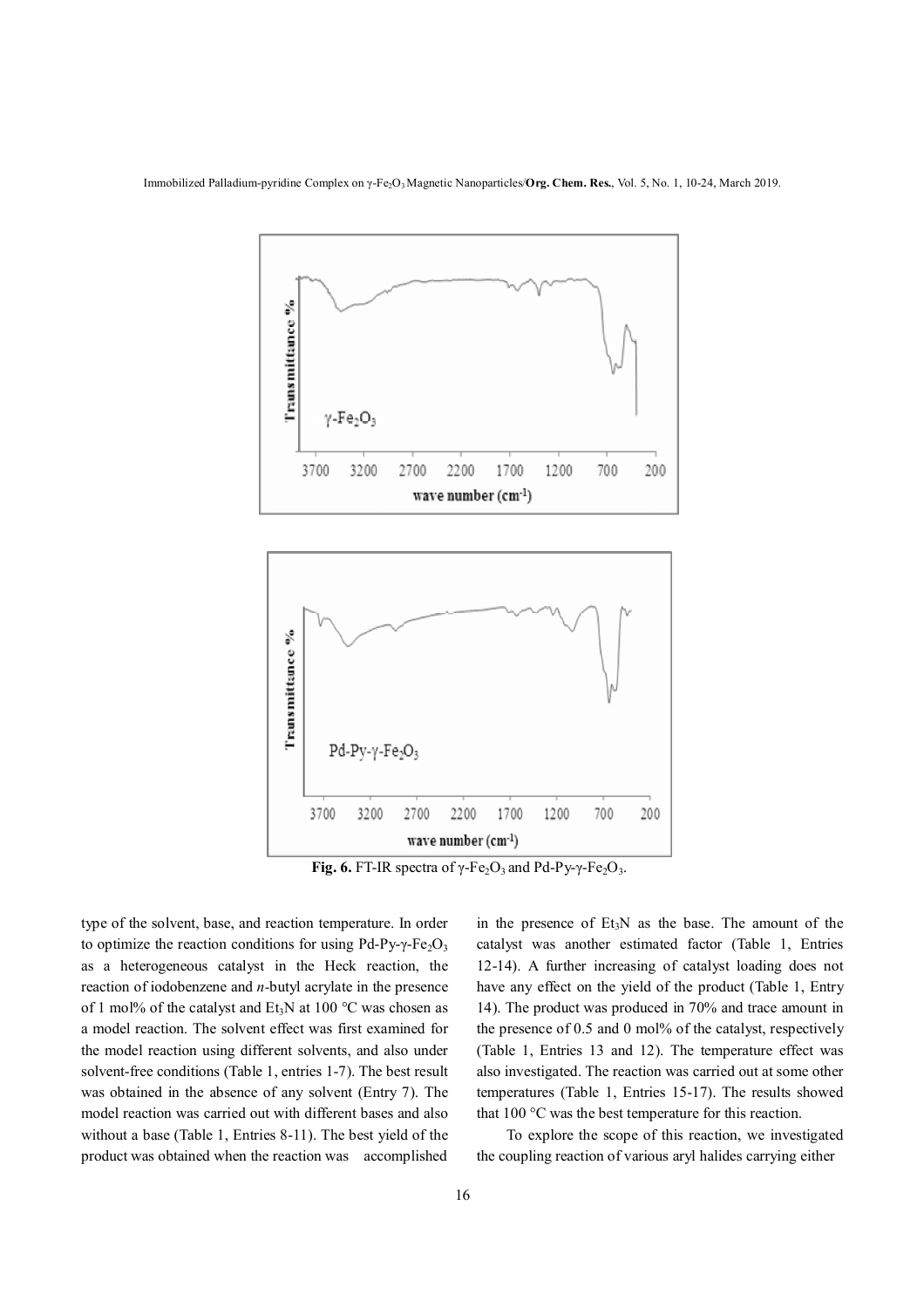Transmittance %

$\gamma$-$Fe_2O_3$

3700 3200 2700 2200 1700 1200 700 200

wave number ($cm^{-1}$)

Transmittance %

Pd-Py-$\gamma$-$Fe_2O_3$

3700 3200 2700 2200 1700 1200 700 200

wave number ($cm^{-1}$)

**Fig. 6.** FT-IR spectra of $\gamma$-$Fe_2O_3$ and Pd-Py-$\gamma$-$Fe_2O_3$.

type of the solvent, base, and reaction temperature. In order to optimize the reaction conditions for using Pd-Py-$\gamma$-$Fe_2O_3$ as a heterogeneous catalyst in the Heck reaction, the reaction of iodobenzene and *n*-butyl acrylate in the presence of 1 mol% of the catalyst and $Et_3N$ at 100 °C was chosen as a model reaction. The solvent effect was first examined for the model reaction using different solvents, and also under solvent-free conditions (Table 1, entries 1-7). The best result was obtained in the absence of any solvent (Entry 7). The model reaction was carried out with different bases and also without a base (Table 1, Entries 8-11). The best yield of the product was obtained when the reaction was accomplished in the presence of $Et_3N$ as the base. The amount of the catalyst was another estimated factor (Table 1, Entries 12-14). A further increasing of catalyst loading does not have any effect on the yield of the product (Table 1, Entry 14). The product was produced in 70% and trace amount in the presence of 0.5 and 0 mol% of the catalyst, respectively (Table 1, Entries 13 and 12). The temperature effect was also investigated. The reaction was carried out at some other temperatures (Table 1, Entries 15-17). The results showed that 100 °C was the best temperature for this reaction.

To explore the scope of this reaction, we investigated the coupling reaction of various aryl halides carrying either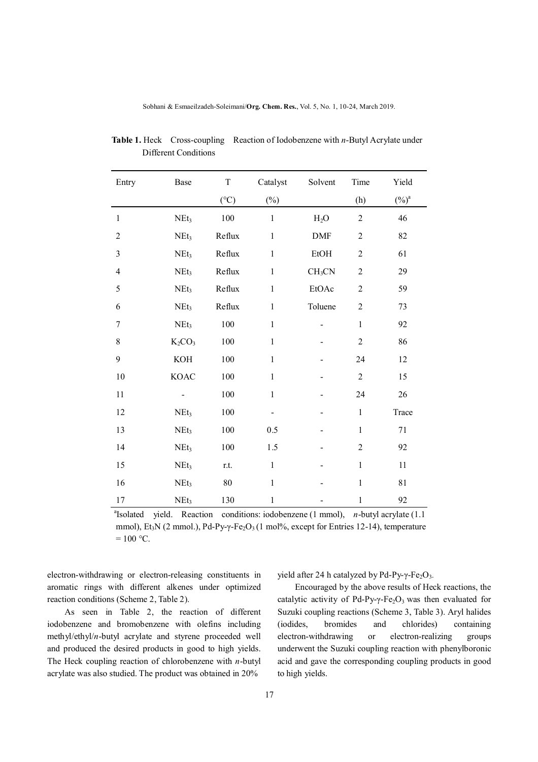**Table 1.** Heck Cross-coupling Reaction of Iodobenzene with *n*-Butyl Acrylate under Different Conditions

| Entry | Base | T (°C) | Catalyst (%) | Solvent | Time (h) | Yield (%)[a] |
|---|---|---|---|---|---|---|
| 1 | $NEt_3$ | 100 | 1 | $H_2O$ | 2 | 46 |
| 2 | $NEt_3$ | Reflux | 1 | DMF | 2 | 82 |
| 3 | $NEt_3$ | Reflux | 1 | EtOH | 2 | 61 |
| 4 | $NEt_3$ | Reflux | 1 | $CH_3CN$ | 2 | 29 |
| 5 | $NEt_3$ | Reflux | 1 | EtOAc | 2 | 59 |
| 6 | $NEt_3$ | Reflux | 1 | Toluene | 2 | 73 |
| 7 | $NEt_3$ | 100 | 1 | - | 1 | 92 |
| 8 | $K_2CO_3$ | 100 | 1 | - | 2 | 86 |
| 9 | KOH | 100 | 1 | - | 24 | 12 |
| 10 | KOAC | 100 | 1 | - | 2 | 15 |
| 11 | - | 100 | 1 | - | 24 | 26 |
| 12 | $NEt_3$ | 100 | - | - | 1 | Trace |
| 13 | $NEt_3$ | 100 | 0.5 | - | 1 | 71 |
| 14 | $NEt_3$ | 100 | 1.5 | - | 2 | 92 |
| 15 | $NEt_3$ | r.t. | 1 | - | 1 | 11 |
| 16 | $NEt_3$ | 80 | 1 | - | 1 | 81 |
| 17 | $NEt_3$ | 130 | 1 | - | 1 | 92 |

[a]Isolated yield. Reaction conditions: iodobenzene (1 mmol), *n*-butyl acrylate (1.1 mmol), $Et_3N$ (2 mmol.), Pd-Py-γ-$Fe_2O_3$ (1 mol%, except for Entries 12-14), temperature = 100 °C.

electron-withdrawing or electron-releasing constituents in aromatic rings with different alkenes under optimized reaction conditions (Scheme 2, Table 2).

As seen in Table 2, the reaction of different iodobenzene and bromobenzene with olefins including methyl/ethyl/*n*-butyl acrylate and styrene proceeded well and produced the desired products in good to high yields. The Heck coupling reaction of chlorobenzene with *n*-butyl acrylate was also studied. The product was obtained in 20% yield after 24 h catalyzed by Pd-Py-γ-$Fe_2O_3$.

Encouraged by the above results of Heck reactions, the catalytic activity of Pd-Py-γ-$Fe_2O_3$ was then evaluated for Suzuki coupling reactions (Scheme 3, Table 3). Aryl halides (iodides, bromides and chlorides) containing electron-withdrawing or electron-realizing groups underwent the Suzuki coupling reaction with phenylboronic acid and gave the corresponding coupling products in good to high yields.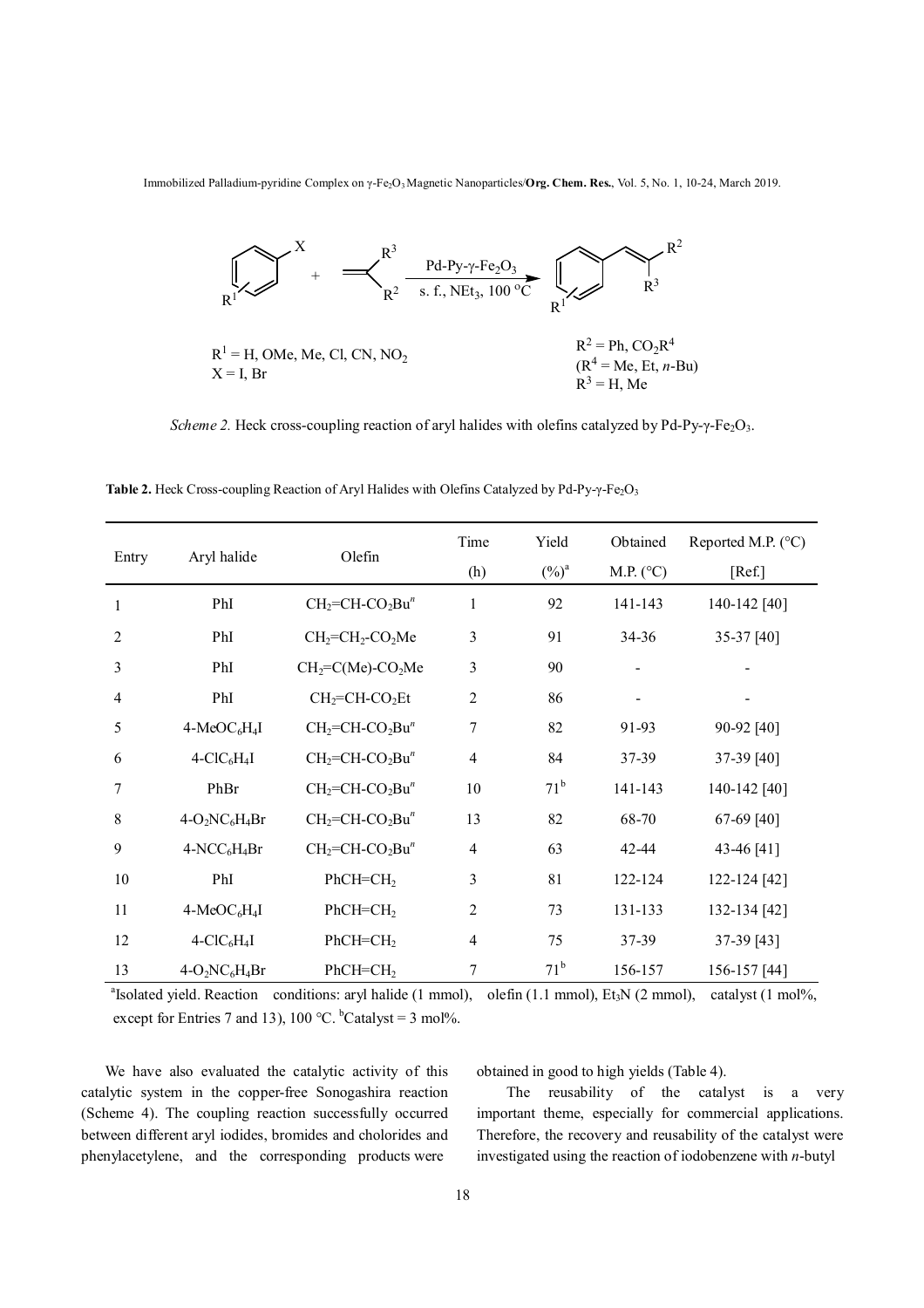X, R^1, +, R^3, R^2, Pd-Py-γ-Fe$_2$O$_3$, s. f., NEt$_3$, 100 °C, R^2, R^3, R^1

$R^1$ = H, OMe, Me, Cl, CN, NO$_2$
X = I, Br

$R^2$ = Ph, CO$_2$R$^4$
($R^4$ = Me, Et, *n*-Bu)
$R^3$ = H, Me

*Scheme 2.* Heck cross-coupling reaction of aryl halides with olefins catalyzed by Pd-Py-γ-Fe$_2$O$_3$.

**Table 2.** Heck Cross-coupling Reaction of Aryl Halides with Olefins Catalyzed by Pd-Py-γ-Fe$_2$O$_3$

| Entry | Aryl halide | Olefin | Time (h) | Yield (%)[a] | Obtained M.P. (°C) | Reported M.P. (°C) [Ref.] |
|---|---|---|---|---|---|---|
| 1 | PhI | $CH_2$=CH-$CO_2Bu^n$ | 1 | 92 | 141-143 | 140-142 [40] |
| 2 | PhI | $CH_2$=$CH_2$-$CO_2Me$ | 3 | 91 | 34-36 | 35-37 [40] |
| 3 | PhI | $CH_2$=C(Me)-$CO_2Me$ | 3 | 90 | - | - |
| 4 | PhI | $CH_2$=CH-$CO_2Et$ | 2 | 86 | - | - |
| 5 | 4-MeO$C_6H_4$I | $CH_2$=CH-$CO_2Bu^n$ | 7 | 82 | 91-93 | 90-92 [40] |
| 6 | 4-Cl$C_6H_4$I | $CH_2$=CH-$CO_2Bu^n$ | 4 | 84 | 37-39 | 37-39 [40] |
| 7 | PhBr | $CH_2$=CH-$CO_2Bu^n$ | 10 | 71[b] | 141-143 | 140-142 [40] |
| 8 | 4-$O_2$N$C_6H_4$Br | $CH_2$=CH-$CO_2Bu^n$ | 13 | 82 | 68-70 | 67-69 [40] |
| 9 | 4-NC$C_6H_4$Br | $CH_2$=CH-$CO_2Bu^n$ | 4 | 63 | 42-44 | 43-46 [41] |
| 10 | PhI | PhCH=$CH_2$ | 3 | 81 | 122-124 | 122-124 [42] |
| 11 | 4-MeO$C_6H_4$I | PhCH=$CH_2$ | 2 | 73 | 131-133 | 132-134 [42] |
| 12 | 4-Cl$C_6H_4$I | PhCH=$CH_2$ | 4 | 75 | 37-39 | 37-39 [43] |
| 13 | 4-$O_2$N$C_6H_4$Br | PhCH=$CH_2$ | 7 | 71[b] | 156-157 | 156-157 [44] |

[a]Isolated yield. Reaction conditions: aryl halide (1 mmol), olefin (1.1 mmol), $Et_3N$ (2 mmol), catalyst (1 mol%, except for Entries 7 and 13), 100 °C. [b]Catalyst = 3 mol%.

We have also evaluated the catalytic activity of this catalytic system in the copper-free Sonogashira reaction (Scheme 4). The coupling reaction successfully occurred between different aryl iodides, bromides and cholorides and phenylacetylene, and the corresponding products were obtained in good to high yields (Table 4).

The reusability of the catalyst is a very important theme, especially for commercial applications. Therefore, the recovery and reusability of the catalyst were investigated using the reaction of iodobenzene with *n*-butyl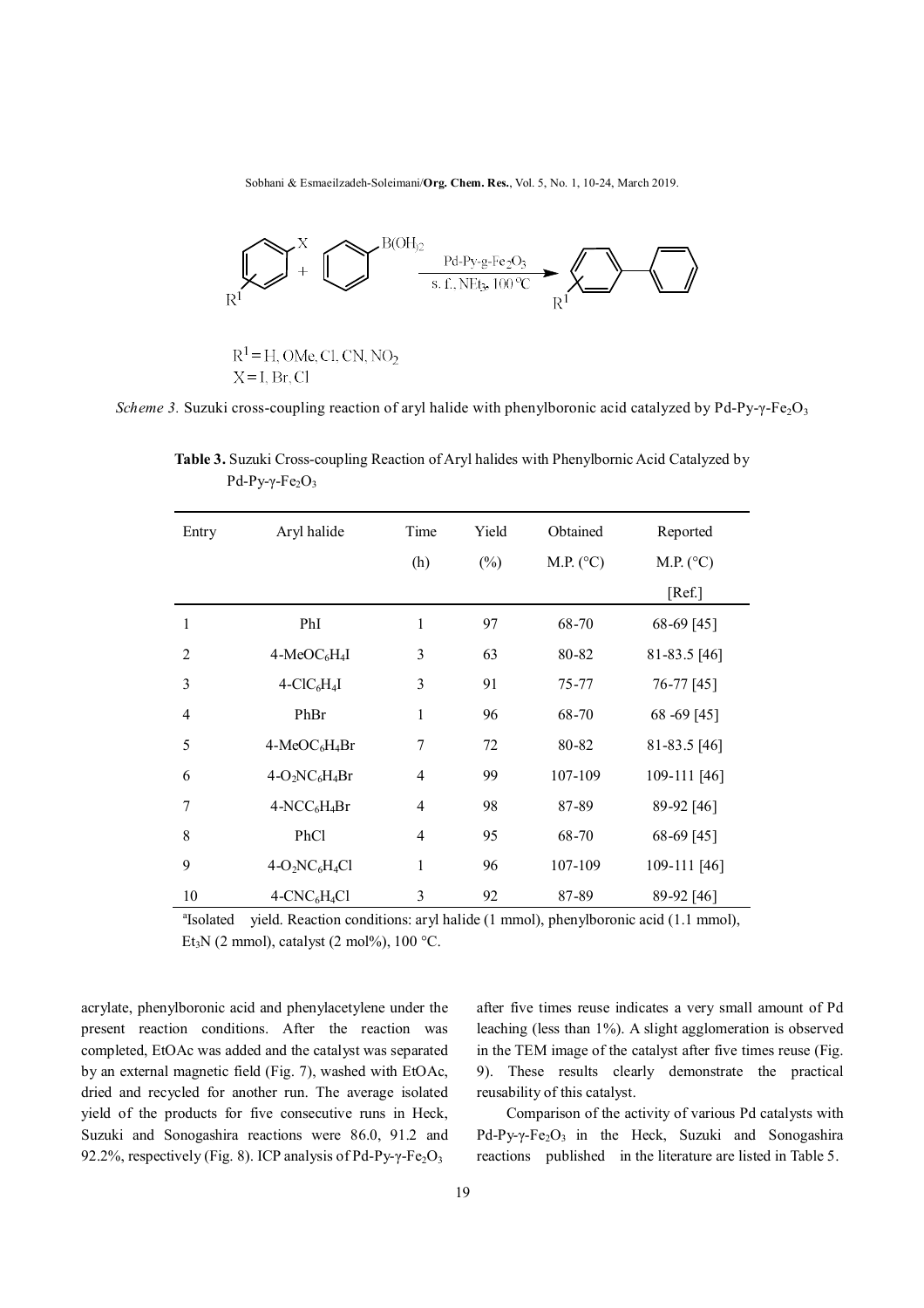$R^1$ = H, OMe, Cl, CN, $NO_2$
X = I, Br, Cl

*Scheme 3.* Suzuki cross-coupling reaction of aryl halide with phenylboronic acid catalyzed by Pd-Py-γ-$Fe_2O_3$

**Table 3.** Suzuki Cross-coupling Reaction of Aryl halides with Phenylbornic Acid Catalyzed by Pd-Py-γ-$Fe_2O_3$

| Entry | Aryl halide | Time (h) | Yield (%) | Obtained M.P. (°C) | Reported M.P. (°C) [Ref.] |
|---|---|---|---|---|---|
| 1 | PhI | 1 | 97 | 68-70 | 68-69 [45] |
| 2 | 4-$MeOC_6H_4I$ | 3 | 63 | 80-82 | 81-83.5 [46] |
| 3 | 4-$ClC_6H_4I$ | 3 | 91 | 75-77 | 76-77 [45] |
| 4 | PhBr | 1 | 96 | 68-70 | 68 -69 [45] |
| 5 | 4-$MeOC_6H_4Br$ | 7 | 72 | 80-82 | 81-83.5 [46] |
| 6 | 4-$O_2NC_6H_4Br$ | 4 | 99 | 107-109 | 109-111 [46] |
| 7 | 4-$NCC_6H_4Br$ | 4 | 98 | 87-89 | 89-92 [46] |
| 8 | PhCl | 4 | 95 | 68-70 | 68-69 [45] |
| 9 | 4-$O_2NC_6H_4Cl$ | 1 | 96 | 107-109 | 109-111 [46] |
| 10 | 4-$CNC_6H_4Cl$ | 3 | 92 | 87-89 | 89-92 [46] |

[a]Isolated yield. Reaction conditions: aryl halide (1 mmol), phenylboronic acid (1.1 mmol), $Et_3N$ (2 mmol), catalyst (2 mol%), 100 °C.

acrylate, phenylboronic acid and phenylacetylene under the present reaction conditions. After the reaction was completed, EtOAc was added and the catalyst was separated by an external magnetic field (Fig. 7), washed with EtOAc, dried and recycled for another run. The average isolated yield of the products for five consecutive runs in Heck, Suzuki and Sonogashira reactions were 86.0, 91.2 and 92.2%, respectively (Fig. 8). ICP analysis of Pd-Py-γ-$Fe_2O_3$ after five times reuse indicates a very small amount of Pd leaching (less than 1%). A slight agglomeration is observed in the TEM image of the catalyst after five times reuse (Fig. 9). These results clearly demonstrate the practical reusability of this catalyst.

Comparison of the activity of various Pd catalysts with Pd-Py-γ-$Fe_2O_3$ in the Heck, Suzuki and Sonogashira reactions published in the literature are listed in Table 5.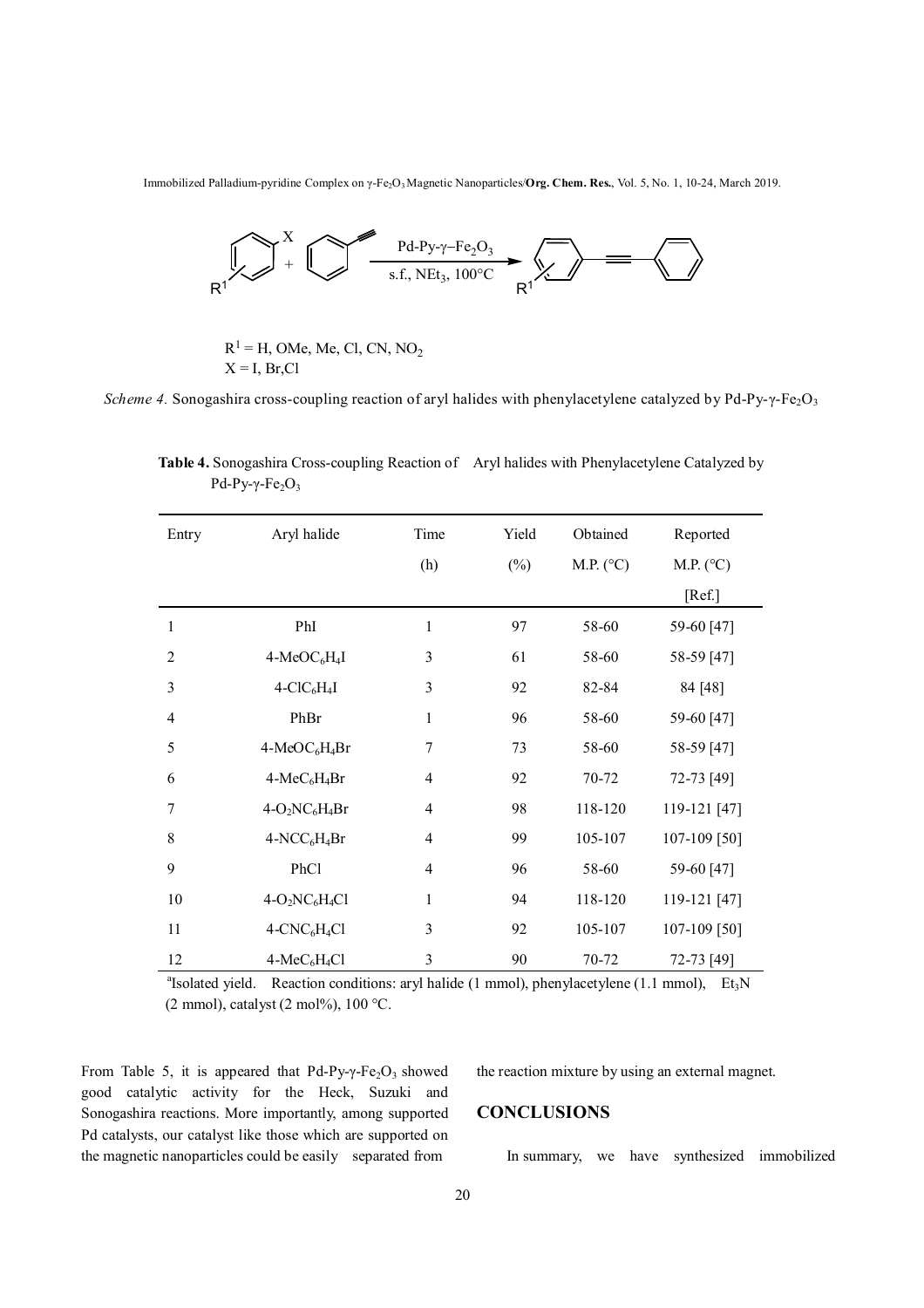$R^1$ = H, OMe, Me, Cl, CN, $NO_2$
X = I, Br,Cl

*Scheme 4.* Sonogashira cross-coupling reaction of aryl halides with phenylacetylene catalyzed by Pd-Py-γ-$Fe_2O_3$

**Table 4.** Sonogashira Cross-coupling Reaction of Aryl halides with Phenylacetylene Catalyzed by Pd-Py-γ-$Fe_2O_3$

| Entry | Aryl halide | Time (h) | Yield (%) | Obtained M.P. (°C) | Reported M.P. (°C) [Ref.] |
|---|---|---|---|---|---|
| 1 | PhI | 1 | 97 | 58-60 | 59-60 [47] |
| 2 | 4-$MeOC_6H_4I$ | 3 | 61 | 58-60 | 58-59 [47] |
| 3 | 4-$ClC_6H_4I$ | 3 | 92 | 82-84 | 84 [48] |
| 4 | PhBr | 1 | 96 | 58-60 | 59-60 [47] |
| 5 | 4-$MeOC_6H_4Br$ | 7 | 73 | 58-60 | 58-59 [47] |
| 6 | 4-$MeC_6H_4Br$ | 4 | 92 | 70-72 | 72-73 [49] |
| 7 | 4-$O_2NC_6H_4Br$ | 4 | 98 | 118-120 | 119-121 [47] |
| 8 | 4-$NCC_6H_4Br$ | 4 | 99 | 105-107 | 107-109 [50] |
| 9 | PhCl | 4 | 96 | 58-60 | 59-60 [47] |
| 10 | 4-$O_2NC_6H_4Cl$ | 1 | 94 | 118-120 | 119-121 [47] |
| 11 | 4-$CNC_6H_4Cl$ | 3 | 92 | 105-107 | 107-109 [50] |
| 12 | 4-$MeC_6H_4Cl$ | 3 | 90 | 70-72 | 72-73 [49] |

[a]Isolated yield. Reaction conditions: aryl halide (1 mmol), phenylacetylene (1.1 mmol), $Et_3N$ (2 mmol), catalyst (2 mol%), 100 °C.

From Table 5, it is appeared that Pd-Py-γ-$Fe_2O_3$ showed good catalytic activity for the Heck, Suzuki and Sonogashira reactions. More importantly, among supported Pd catalysts, our catalyst like those which are supported on the magnetic nanoparticles could be easily separated from the reaction mixture by using an external magnet.

## CONCLUSIONS

In summary, we have synthesized immobilized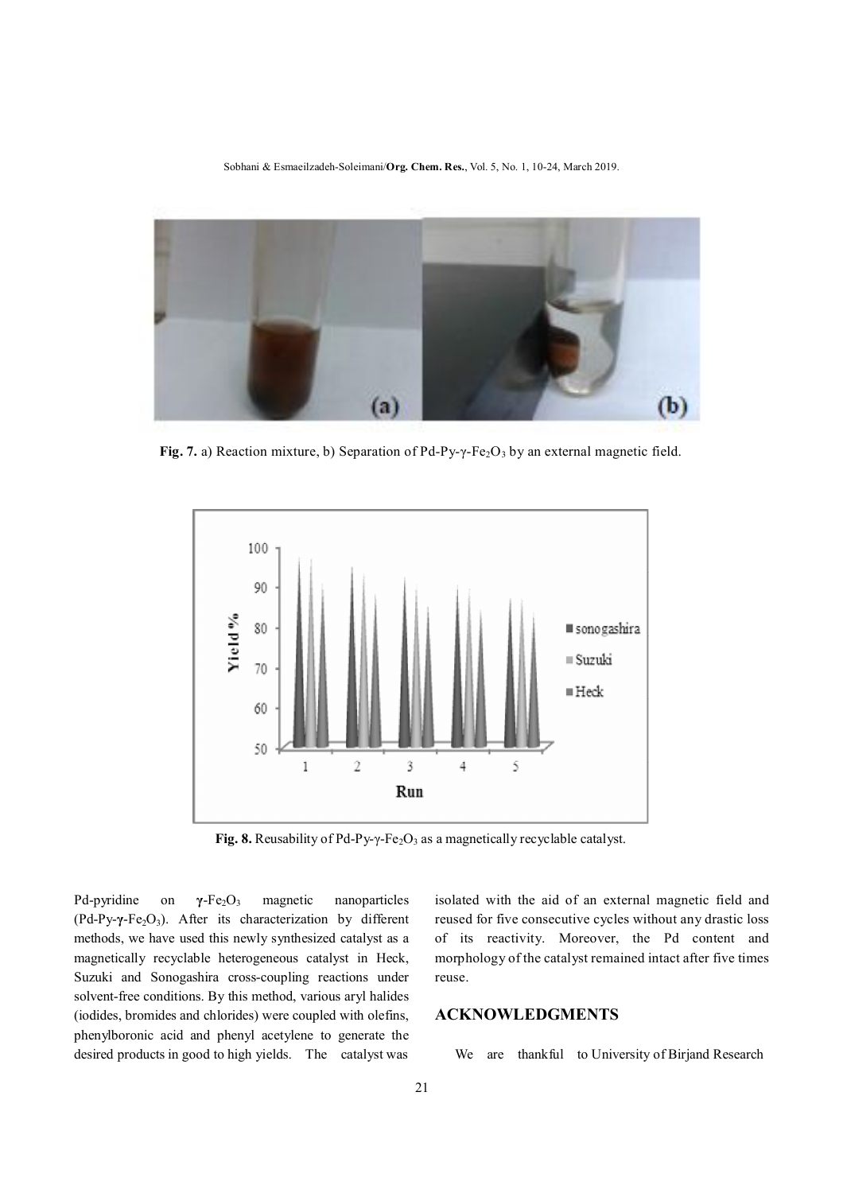(a)

(b)

**Fig. 7.** a) Reaction mixture, b) Separation of Pd-Py-$\gamma$-$Fe_2O_3$ by an external magnetic field.

100
90
80
70
60
50

Yield %

1 2 3 4 5

Run

sonogashira
Suzuki
Heck

**Fig. 8.** Reusability of Pd-Py-$\gamma$-$Fe_2O_3$ as a magnetically recyclable catalyst.

Pd-pyridine on **$\gamma$**-$Fe_2O_3$ magnetic nanoparticles (Pd-Py-**$\gamma$**-$Fe_2O_3$). After its characterization by different methods, we have used this newly synthesized catalyst as a magnetically recyclable heterogeneous catalyst in Heck, Suzuki and Sonogashira cross-coupling reactions under solvent-free conditions. By this method, various aryl halides (iodides, bromides and chlorides) were coupled with olefins, phenylboronic acid and phenyl acetylene to generate the desired products in good to high yields. The catalyst was isolated with the aid of an external magnetic field and reused for five consecutive cycles without any drastic loss of its reactivity. Moreover, the Pd content and morphology of the catalyst remained intact after five times reuse.

## ACKNOWLEDGMENTS

We are thankful to University of Birjand Research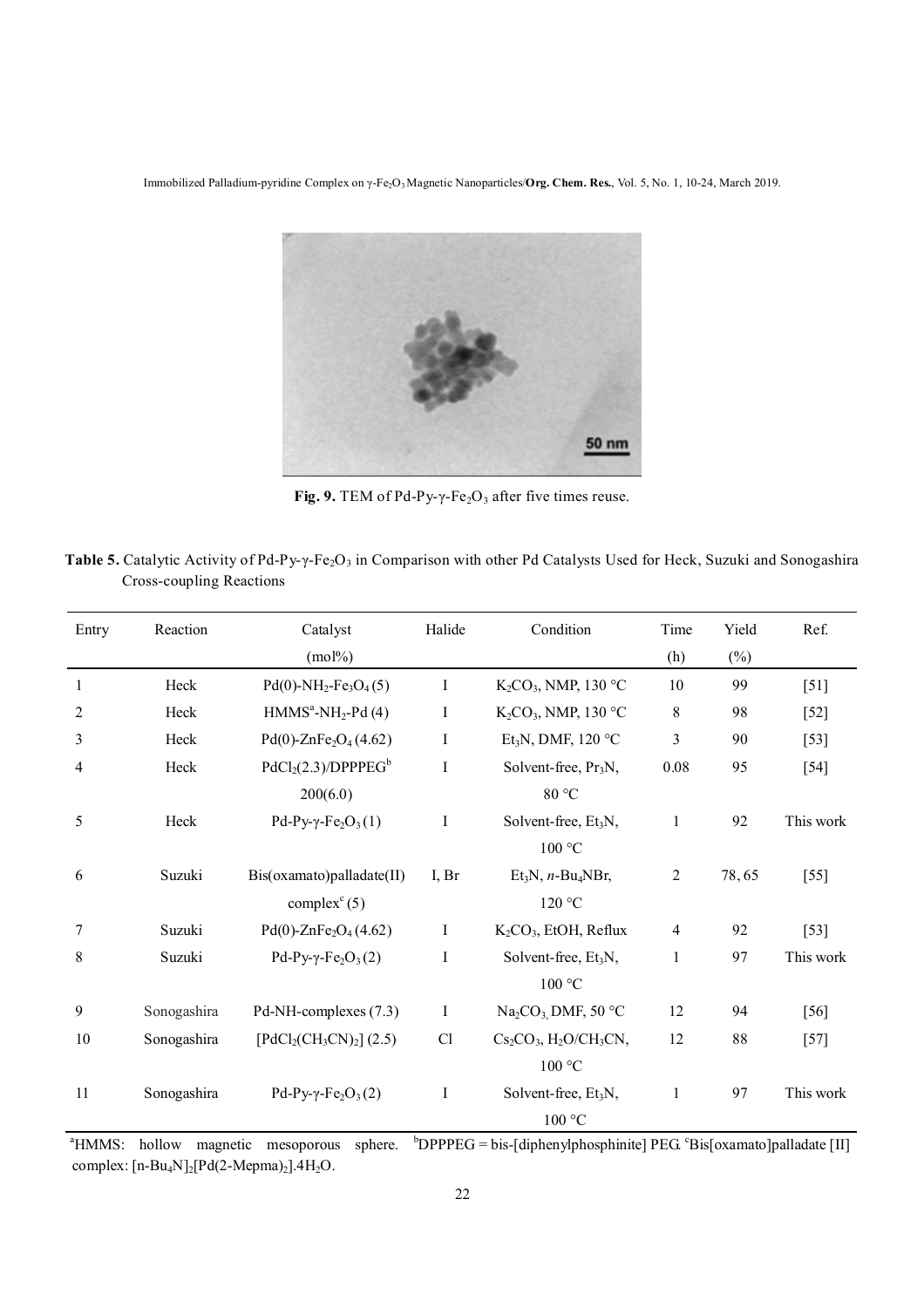**Fig. 9.** TEM of Pd-Py-γ-$Fe_2O_3$ after five times reuse.

**Table 5.** Catalytic Activity of Pd-Py-γ-$Fe_2O_3$ in Comparison with other Pd Catalysts Used for Heck, Suzuki and Sonogashira Cross-coupling Reactions

| Entry | Reaction | Catalyst (mol%) | Halide | Condition | Time (h) | Yield (%) | Ref. |
|---|---|---|---|---|---|---|---|
| 1 | Heck | Pd(0)-$NH_2$-$Fe_3O_4$ (5) | I | $K_2CO_3$, NMP, 130 °C | 10 | 99 | [51] |
| 2 | Heck | HMMS[a]-$NH_2$-Pd (4) | I | $K_2CO_3$, NMP, 130 °C | 8 | 98 | [52] |
| 3 | Heck | Pd(0)-$ZnFe_2O_4$ (4.62) | I | $Et_3N$, DMF, 120 °C | 3 | 90 | [53] |
| 4 | Heck | $PdCl_2$(2.3)/DPPPEG[b] 200(6.0) | I | Solvent-free, $Pr_3N$, 80 °C | 0.08 | 95 | [54] |
| 5 | Heck | Pd-Py-γ-$Fe_2O_3$ (1) | I | Solvent-free, $Et_3N$, 100 °C | 1 | 92 | This work |
| 6 | Suzuki | Bis(oxamato)palladate(II) complex[c] (5) | I, Br | $Et_3N$, $n$-$Bu_4NBr$, 120 °C | 2 | 78, 65 | [55] |
| 7 | Suzuki | Pd(0)-$ZnFe_2O_4$ (4.62) | I | $K_2CO_3$, EtOH, Reflux | 4 | 92 | [53] |
| 8 | Suzuki | Pd-Py-γ-$Fe_2O_3$ (2) | I | Solvent-free, $Et_3N$, 100 °C | 1 | 97 | This work |
| 9 | Sonogashira | Pd-NH-complexes (7.3) | I | $Na_2CO_3$, DMF, 50 °C | 12 | 94 | [56] |
| 10 | Sonogashira | [$PdCl_2(CH_3CN)_2$] (2.5) | Cl | $Cs_2CO_3$, $H_2O/CH_3CN$, 100 °C | 12 | 88 | [57] |
| 11 | Sonogashira | Pd-Py-γ-$Fe_2O_3$ (2) | I | Solvent-free, $Et_3N$, 100 °C | 1 | 97 | This work |

[a]HMMS: hollow magnetic mesoporous sphere. [b]DPPPEG = bis-[diphenylphosphinite] PEG. [c]Bis[oxamato]palladate [II] complex: $[n\text{-}Bu_4N]_2[Pd(2\text{-}Mepma)_2].4H_2O$.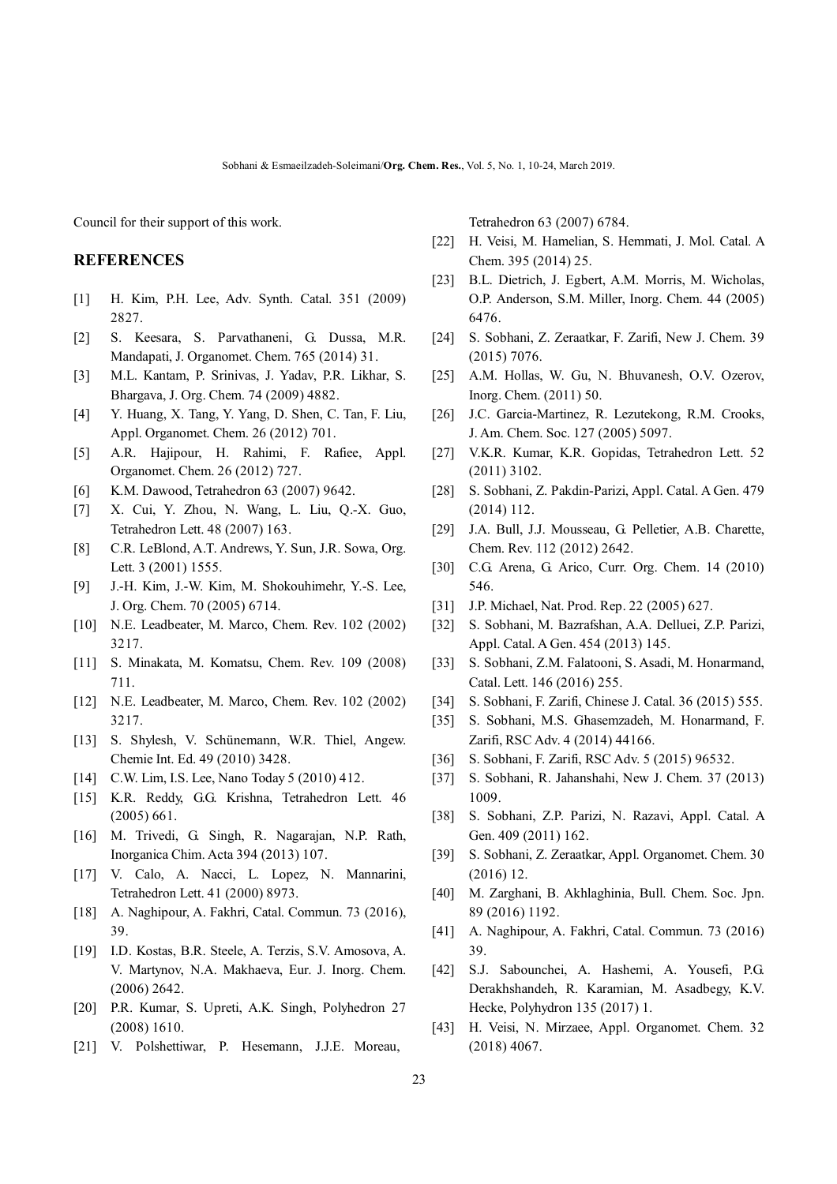Council for their support of this work.

## REFERENCES

[1] H. Kim, P.H. Lee, Adv. Synth. Catal. 351 (2009) 2827.

[2] S. Keesara, S. Parvathaneni, G. Dussa, M.R. Mandapati, J. Organomet. Chem. 765 (2014) 31.

[3] M.L. Kantam, P. Srinivas, J. Yadav, P.R. Likhar, S. Bhargava, J. Org. Chem. 74 (2009) 4882.

[4] Y. Huang, X. Tang, Y. Yang, D. Shen, C. Tan, F. Liu, Appl. Organomet. Chem. 26 (2012) 701.

[5] A.R. Hajipour, H. Rahimi, F. Rafiee, Appl. Organomet. Chem. 26 (2012) 727.

[6] K.M. Dawood, Tetrahedron 63 (2007) 9642.

[7] X. Cui, Y. Zhou, N. Wang, L. Liu, Q.-X. Guo, Tetrahedron Lett. 48 (2007) 163.

[8] C.R. LeBlond, A.T. Andrews, Y. Sun, J.R. Sowa, Org. Lett. 3 (2001) 1555.

[9] J.-H. Kim, J.-W. Kim, M. Shokouhimehr, Y.-S. Lee, J. Org. Chem. 70 (2005) 6714.

[10] N.E. Leadbeater, M. Marco, Chem. Rev. 102 (2002) 3217.

[11] S. Minakata, M. Komatsu, Chem. Rev. 109 (2008) 711.

[12] N.E. Leadbeater, M. Marco, Chem. Rev. 102 (2002) 3217.

[13] S. Shylesh, V. Schünemann, W.R. Thiel, Angew. Chemie Int. Ed. 49 (2010) 3428.

[14] C.W. Lim, I.S. Lee, Nano Today 5 (2010) 412.

[15] K.R. Reddy, G.G. Krishna, Tetrahedron Lett. 46 (2005) 661.

[16] M. Trivedi, G. Singh, R. Nagarajan, N.P. Rath, Inorganica Chim. Acta 394 (2013) 107.

[17] V. Calo, A. Nacci, L. Lopez, N. Mannarini, Tetrahedron Lett. 41 (2000) 8973.

[18] A. Naghipour, A. Fakhri, Catal. Commun. 73 (2016), 39.

[19] I.D. Kostas, B.R. Steele, A. Terzis, S.V. Amosova, A. V. Martynov, N.A. Makhaeva, Eur. J. Inorg. Chem. (2006) 2642.

[20] P.R. Kumar, S. Upreti, A.K. Singh, Polyhedron 27 (2008) 1610.

[21] V. Polshettiwar, P. Hesemann, J.J.E. Moreau, Tetrahedron 63 (2007) 6784.

[22] H. Veisi, M. Hamelian, S. Hemmati, J. Mol. Catal. A Chem. 395 (2014) 25.

[23] B.L. Dietrich, J. Egbert, A.M. Morris, M. Wicholas, O.P. Anderson, S.M. Miller, Inorg. Chem. 44 (2005) 6476.

[24] S. Sobhani, Z. Zeraatkar, F. Zarifi, New J. Chem. 39 (2015) 7076.

[25] A.M. Hollas, W. Gu, N. Bhuvanesh, O.V. Ozerov, Inorg. Chem. (2011) 50.

[26] J.C. Garcia-Martinez, R. Lezutekong, R.M. Crooks, J. Am. Chem. Soc. 127 (2005) 5097.

[27] V.K.R. Kumar, K.R. Gopidas, Tetrahedron Lett. 52 (2011) 3102.

[28] S. Sobhani, Z. Pakdin-Parizi, Appl. Catal. A Gen. 479 (2014) 112.

[29] J.A. Bull, J.J. Mousseau, G. Pelletier, A.B. Charette, Chem. Rev. 112 (2012) 2642.

[30] C.G. Arena, G. Arico, Curr. Org. Chem. 14 (2010) 546.

[31] J.P. Michael, Nat. Prod. Rep. 22 (2005) 627.

[32] S. Sobhani, M. Bazrafshan, A.A. Delluei, Z.P. Parizi, Appl. Catal. A Gen. 454 (2013) 145.

[33] S. Sobhani, Z.M. Falatooni, S. Asadi, M. Honarmand, Catal. Lett. 146 (2016) 255.

[34] S. Sobhani, F. Zarifi, Chinese J. Catal. 36 (2015) 555.

[35] S. Sobhani, M.S. Ghasemzadeh, M. Honarmand, F. Zarifi, RSC Adv. 4 (2014) 44166.

[36] S. Sobhani, F. Zarifi, RSC Adv. 5 (2015) 96532.

[37] S. Sobhani, R. Jahanshahi, New J. Chem. 37 (2013) 1009.

[38] S. Sobhani, Z.P. Parizi, N. Razavi, Appl. Catal. A Gen. 409 (2011) 162.

[39] S. Sobhani, Z. Zeraatkar, Appl. Organomet. Chem. 30 (2016) 12.

[40] M. Zarghani, B. Akhlaghinia, Bull. Chem. Soc. Jpn. 89 (2016) 1192.

[41] A. Naghipour, A. Fakhri, Catal. Commun. 73 (2016) 39.

[42] S.J. Sabounchei, A. Hashemi, A. Yousefi, P.G. Derakhshandeh, R. Karamian, M. Asadbegy, K.V. Hecke, Polyhydron 135 (2017) 1.

[43] H. Veisi, N. Mirzaee, Appl. Organomet. Chem. 32 (2018) 4067.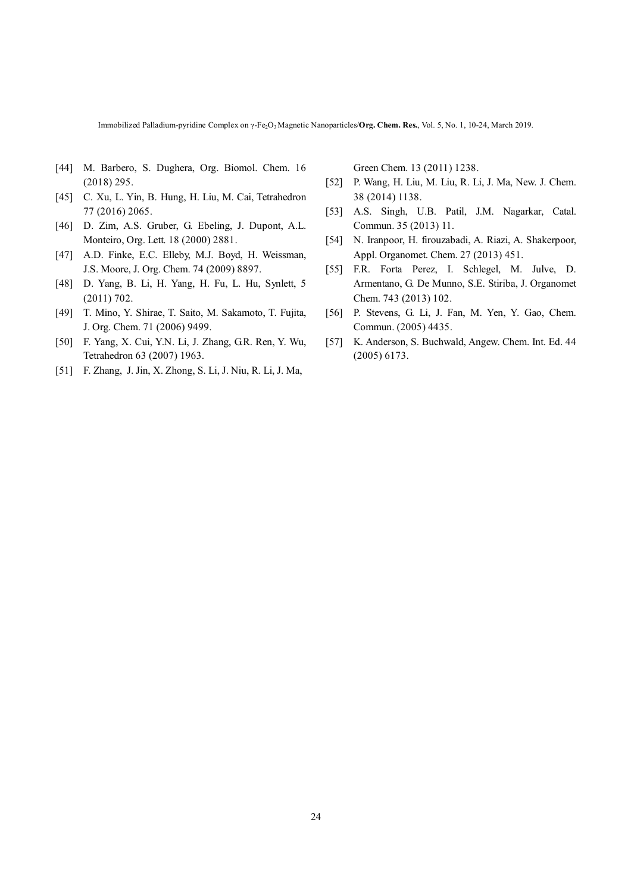[44] M. Barbero, S. Dughera, Org. Biomol. Chem. 16 (2018) 295.

[45] C. Xu, L. Yin, B. Hung, H. Liu, M. Cai, Tetrahedron 77 (2016) 2065.

[46] D. Zim, A.S. Gruber, G. Ebeling, J. Dupont, A.L. Monteiro, Org. Lett. 18 (2000) 2881.

[47] A.D. Finke, E.C. Elleby, M.J. Boyd, H. Weissman, J.S. Moore, J. Org. Chem. 74 (2009) 8897.

[48] D. Yang, B. Li, H. Yang, H. Fu, L. Hu, Synlett, 5 (2011) 702.

[49] T. Mino, Y. Shirae, T. Saito, M. Sakamoto, T. Fujita, J. Org. Chem. 71 (2006) 9499.

[50] F. Yang, X. Cui, Y.N. Li, J. Zhang, G.R. Ren, Y. Wu, Tetrahedron 63 (2007) 1963.

[51] F. Zhang, J. Jin, X. Zhong, S. Li, J. Niu, R. Li, J. Ma, Green Chem. 13 (2011) 1238.

[52] P. Wang, H. Liu, M. Liu, R. Li, J. Ma, New. J. Chem. 38 (2014) 1138.

[53] A.S. Singh, U.B. Patil, J.M. Nagarkar, Catal. Commun. 35 (2013) 11.

[54] N. Iranpoor, H. firouzabadi, A. Riazi, A. Shakerpoor, Appl. Organomet. Chem. 27 (2013) 451.

[55] F.R. Forta Perez, I. Schlegel, M. Julve, D. Armentano, G. De Munno, S.E. Stiriba, J. Organomet Chem. 743 (2013) 102.

[56] P. Stevens, G. Li, J. Fan, M. Yen, Y. Gao, Chem. Commun. (2005) 4435.

[57] K. Anderson, S. Buchwald, Angew. Chem. Int. Ed. 44 (2005) 6173.